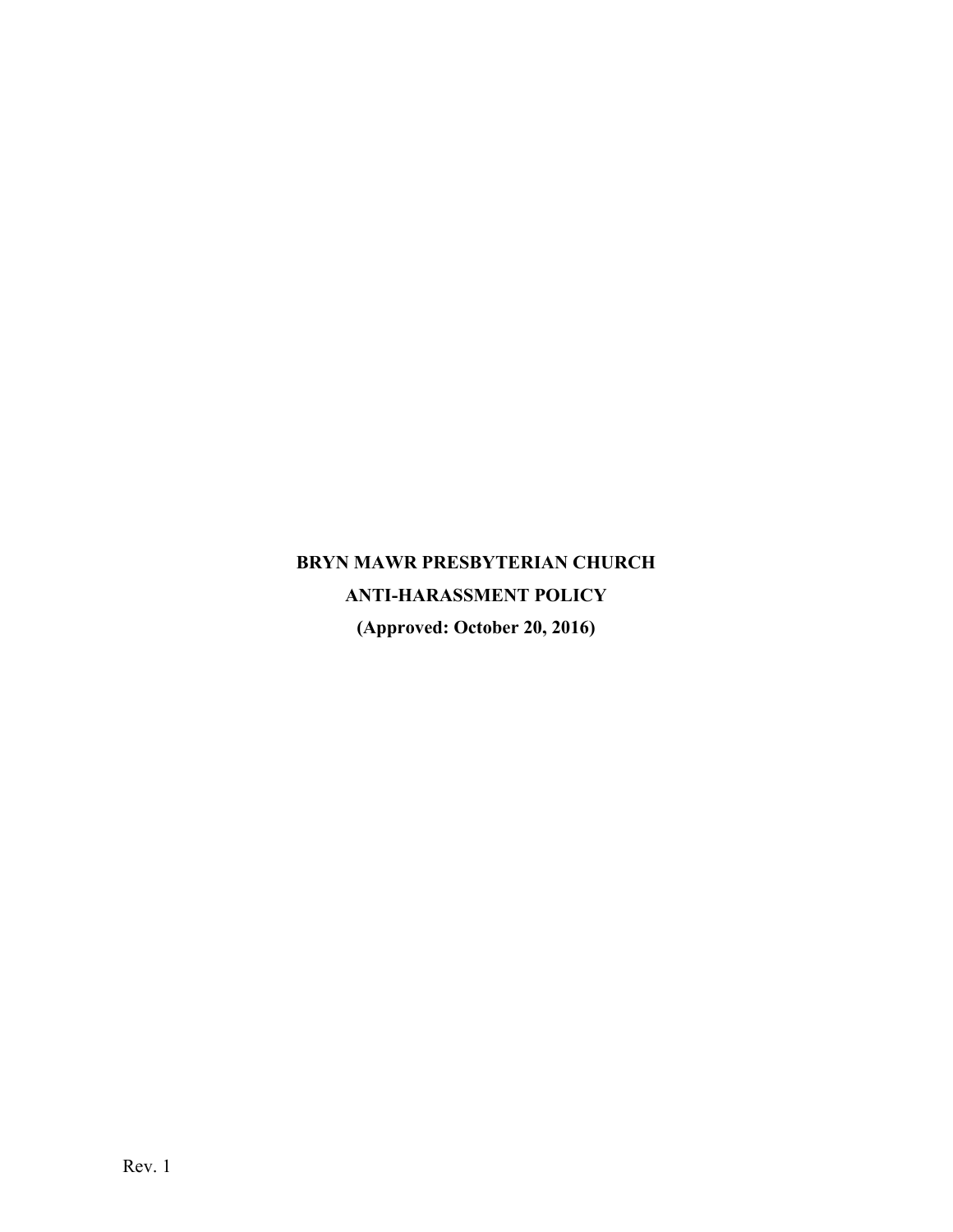# BRYN MAWR PRESBYTERIAN CHURCH

# ANTI-HARASSMENT POLICY

**(Approved: October 20, 2016)**

Rev. 1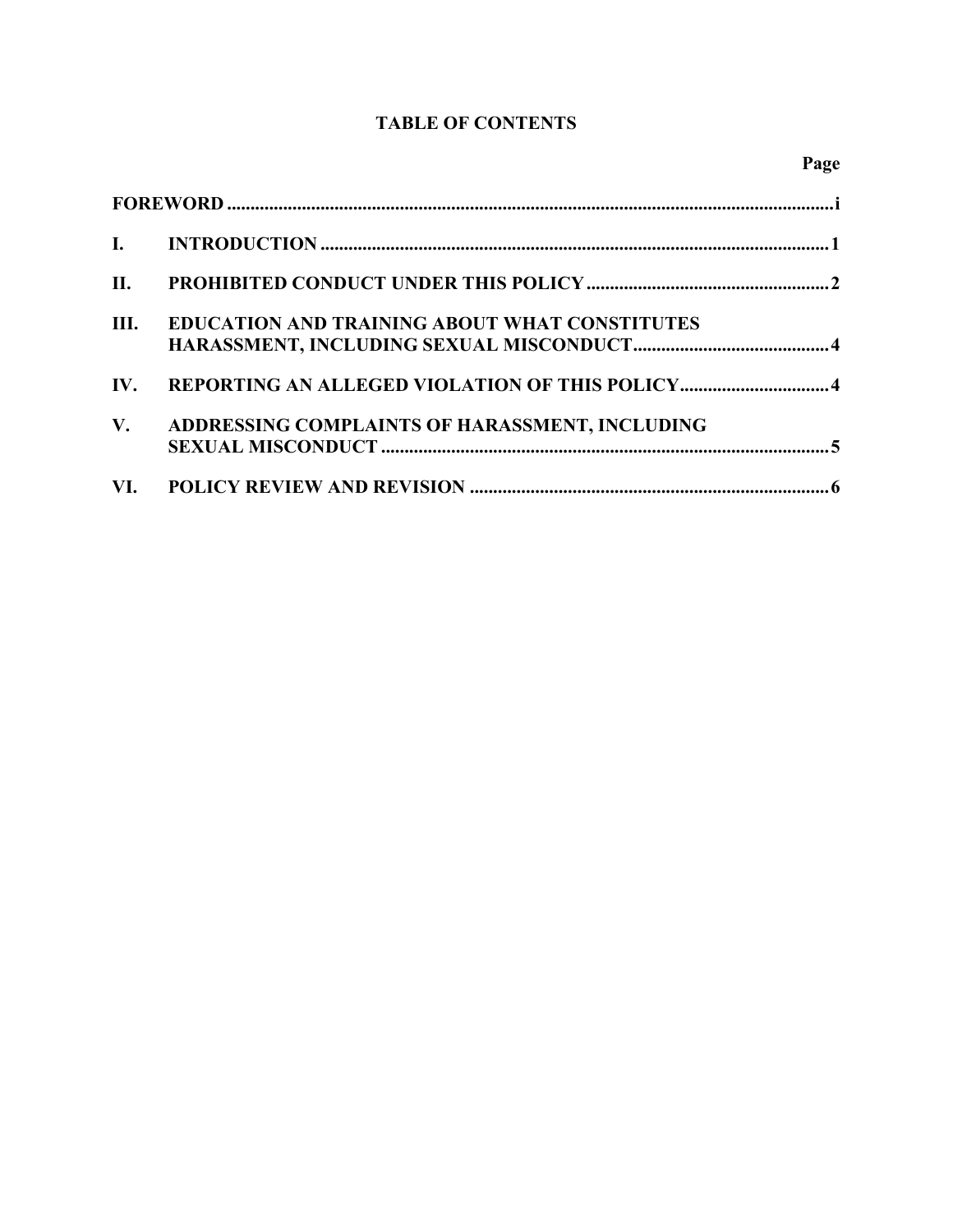**TABLE OF CONTENTS**

| | | Page |
|---|---|---|
| **FOREWORD** | | **i** |
| **I.** | **INTRODUCTION** | **1** |
| **II.** | **PROHIBITED CONDUCT UNDER THIS POLICY** | **2** |
| **III.** | **EDUCATION AND TRAINING ABOUT WHAT CONSTITUTES HARASSMENT, INCLUDING SEXUAL MISCONDUCT** | **4** |
| **IV.** | **REPORTING AN ALLEGED VIOLATION OF THIS POLICY** | **4** |
| **V.** | **ADDRESSING COMPLAINTS OF HARASSMENT, INCLUDING SEXUAL MISCONDUCT** | **5** |
| **VI.** | **POLICY REVIEW AND REVISION** | **6** |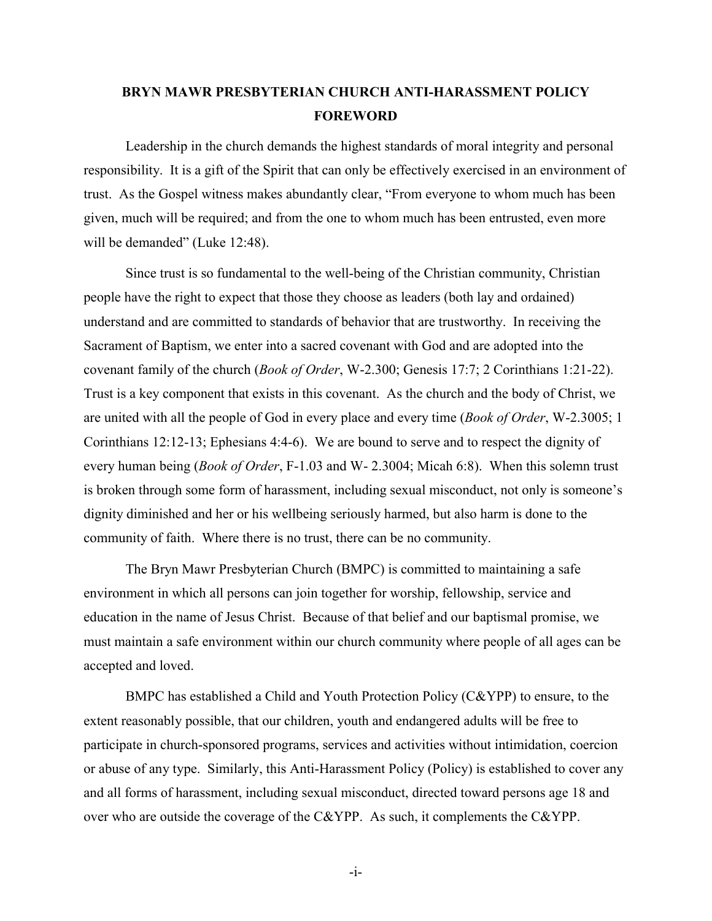# BRYN MAWR PRESBYTERIAN CHURCH ANTI-HARASSMENT POLICY
# FOREWORD

Leadership in the church demands the highest standards of moral integrity and personal responsibility. It is a gift of the Spirit that can only be effectively exercised in an environment of trust. As the Gospel witness makes abundantly clear, "From everyone to whom much has been given, much will be required; and from the one to whom much has been entrusted, even more will be demanded" (Luke 12:48).

Since trust is so fundamental to the well-being of the Christian community, Christian people have the right to expect that those they choose as leaders (both lay and ordained) understand and are committed to standards of behavior that are trustworthy. In receiving the Sacrament of Baptism, we enter into a sacred covenant with God and are adopted into the covenant family of the church (*Book of Order*, W-2.300; Genesis 17:7; 2 Corinthians 1:21-22). Trust is a key component that exists in this covenant. As the church and the body of Christ, we are united with all the people of God in every place and every time (*Book of Order*, W-2.3005; 1 Corinthians 12:12-13; Ephesians 4:4-6). We are bound to serve and to respect the dignity of every human being (*Book of Order*, F-1.03 and W- 2.3004; Micah 6:8). When this solemn trust is broken through some form of harassment, including sexual misconduct, not only is someone's dignity diminished and her or his wellbeing seriously harmed, but also harm is done to the community of faith. Where there is no trust, there can be no community.

The Bryn Mawr Presbyterian Church (BMPC) is committed to maintaining a safe environment in which all persons can join together for worship, fellowship, service and education in the name of Jesus Christ. Because of that belief and our baptismal promise, we must maintain a safe environment within our church community where people of all ages can be accepted and loved.

BMPC has established a Child and Youth Protection Policy (C&YPP) to ensure, to the extent reasonably possible, that our children, youth and endangered adults will be free to participate in church-sponsored programs, services and activities without intimidation, coercion or abuse of any type. Similarly, this Anti-Harassment Policy (Policy) is established to cover any and all forms of harassment, including sexual misconduct, directed toward persons age 18 and over who are outside the coverage of the C&YPP. As such, it complements the C&YPP.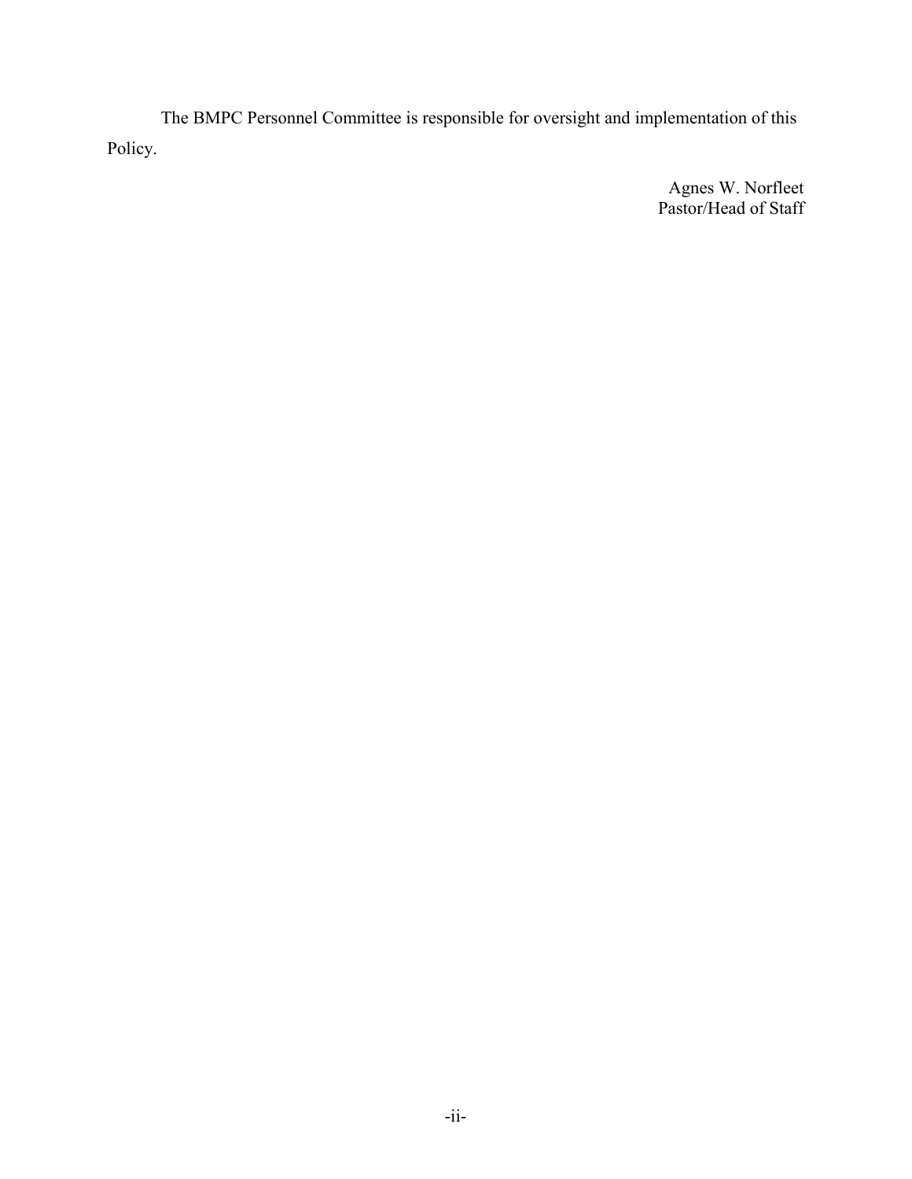The BMPC Personnel Committee is responsible for oversight and implementation of this Policy.

Agnes W. Norfleet
Pastor/Head of Staff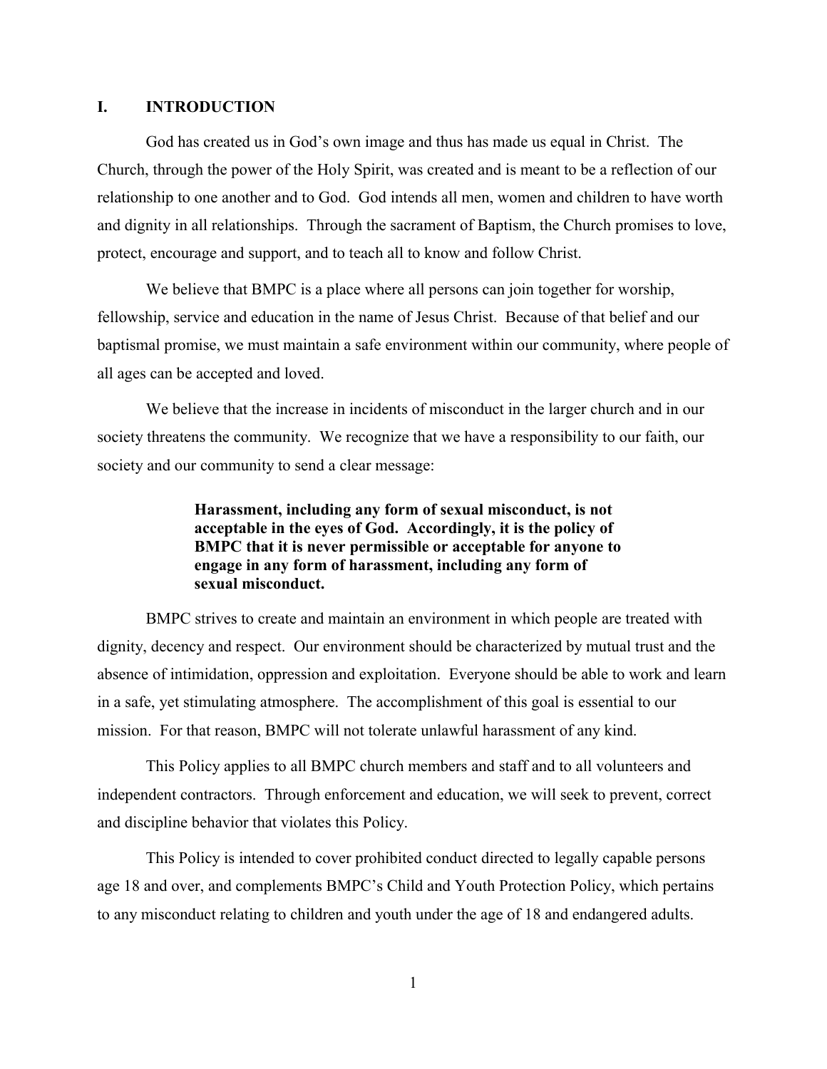## I. INTRODUCTION

God has created us in God's own image and thus has made us equal in Christ. The Church, through the power of the Holy Spirit, was created and is meant to be a reflection of our relationship to one another and to God. God intends all men, women and children to have worth and dignity in all relationships. Through the sacrament of Baptism, the Church promises to love, protect, encourage and support, and to teach all to know and follow Christ.

We believe that BMPC is a place where all persons can join together for worship, fellowship, service and education in the name of Jesus Christ. Because of that belief and our baptismal promise, we must maintain a safe environment within our community, where people of all ages can be accepted and loved.

We believe that the increase in incidents of misconduct in the larger church and in our society threatens the community. We recognize that we have a responsibility to our faith, our society and our community to send a clear message:

> **Harassment, including any form of sexual misconduct, is not acceptable in the eyes of God. Accordingly, it is the policy of BMPC that it is never permissible or acceptable for anyone to engage in any form of harassment, including any form of sexual misconduct.**

BMPC strives to create and maintain an environment in which people are treated with dignity, decency and respect. Our environment should be characterized by mutual trust and the absence of intimidation, oppression and exploitation. Everyone should be able to work and learn in a safe, yet stimulating atmosphere. The accomplishment of this goal is essential to our mission. For that reason, BMPC will not tolerate unlawful harassment of any kind.

This Policy applies to all BMPC church members and staff and to all volunteers and independent contractors. Through enforcement and education, we will seek to prevent, correct and discipline behavior that violates this Policy.

This Policy is intended to cover prohibited conduct directed to legally capable persons age 18 and over, and complements BMPC's Child and Youth Protection Policy, which pertains to any misconduct relating to children and youth under the age of 18 and endangered adults.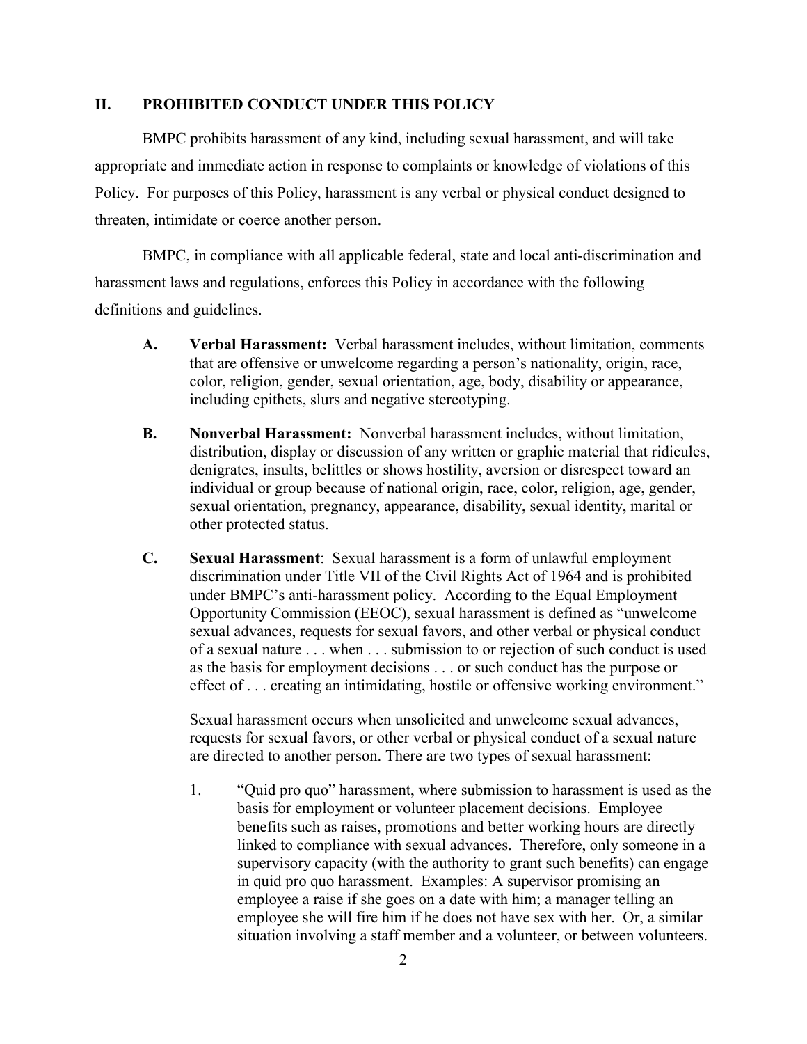## II. PROHIBITED CONDUCT UNDER THIS POLICY

BMPC prohibits harassment of any kind, including sexual harassment, and will take appropriate and immediate action in response to complaints or knowledge of violations of this Policy. For purposes of this Policy, harassment is any verbal or physical conduct designed to threaten, intimidate or coerce another person.

BMPC, in compliance with all applicable federal, state and local anti-discrimination and harassment laws and regulations, enforces this Policy in accordance with the following definitions and guidelines.

**A. Verbal Harassment:** Verbal harassment includes, without limitation, comments that are offensive or unwelcome regarding a person's nationality, origin, race, color, religion, gender, sexual orientation, age, body, disability or appearance, including epithets, slurs and negative stereotyping.

**B. Nonverbal Harassment:** Nonverbal harassment includes, without limitation, distribution, display or discussion of any written or graphic material that ridicules, denigrates, insults, belittles or shows hostility, aversion or disrespect toward an individual or group because of national origin, race, color, religion, age, gender, sexual orientation, pregnancy, appearance, disability, sexual identity, marital or other protected status.

**C. Sexual Harassment**: Sexual harassment is a form of unlawful employment discrimination under Title VII of the Civil Rights Act of 1964 and is prohibited under BMPC's anti-harassment policy. According to the Equal Employment Opportunity Commission (EEOC), sexual harassment is defined as "unwelcome sexual advances, requests for sexual favors, and other verbal or physical conduct of a sexual nature . . . when . . . submission to or rejection of such conduct is used as the basis for employment decisions . . . or such conduct has the purpose or effect of . . . creating an intimidating, hostile or offensive working environment."

Sexual harassment occurs when unsolicited and unwelcome sexual advances, requests for sexual favors, or other verbal or physical conduct of a sexual nature are directed to another person. There are two types of sexual harassment:

1. "Quid pro quo" harassment, where submission to harassment is used as the basis for employment or volunteer placement decisions. Employee benefits such as raises, promotions and better working hours are directly linked to compliance with sexual advances. Therefore, only someone in a supervisory capacity (with the authority to grant such benefits) can engage in quid pro quo harassment. Examples: A supervisor promising an employee a raise if she goes on a date with him; a manager telling an employee she will fire him if he does not have sex with her. Or, a similar situation involving a staff member and a volunteer, or between volunteers.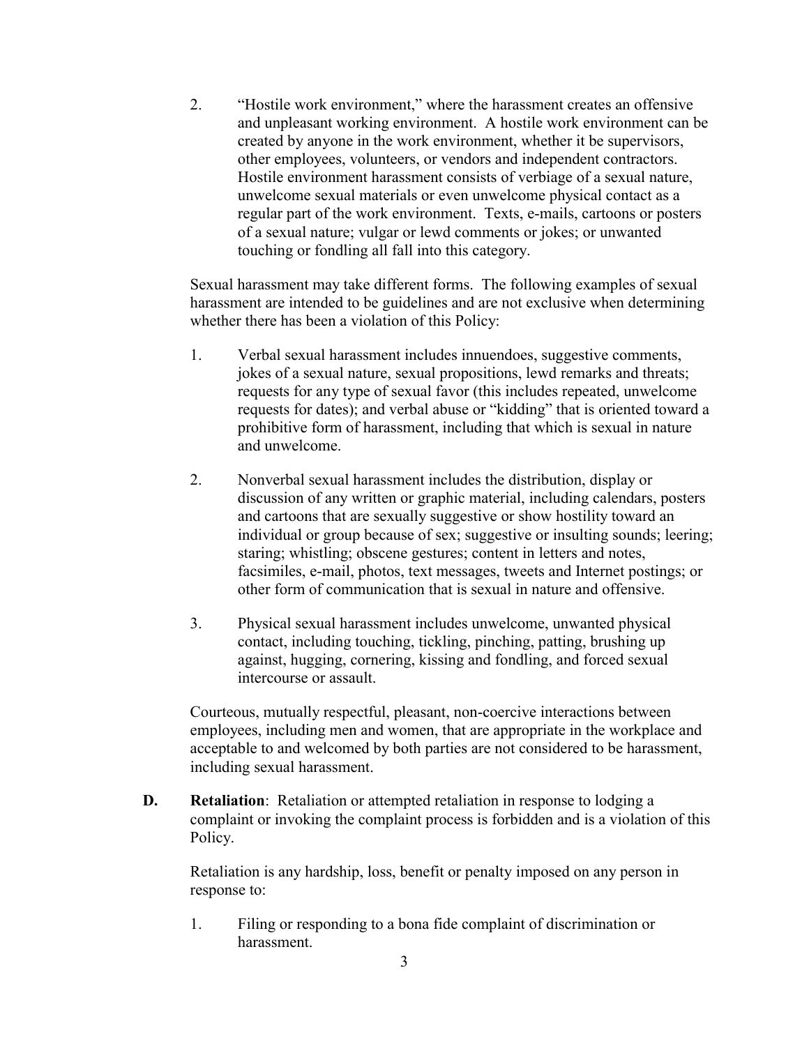2. "Hostile work environment," where the harassment creates an offensive and unpleasant working environment. A hostile work environment can be created by anyone in the work environment, whether it be supervisors, other employees, volunteers, or vendors and independent contractors. Hostile environment harassment consists of verbiage of a sexual nature, unwelcome sexual materials or even unwelcome physical contact as a regular part of the work environment. Texts, e-mails, cartoons or posters of a sexual nature; vulgar or lewd comments or jokes; or unwanted touching or fondling all fall into this category.

Sexual harassment may take different forms. The following examples of sexual harassment are intended to be guidelines and are not exclusive when determining whether there has been a violation of this Policy:

1. Verbal sexual harassment includes innuendoes, suggestive comments, jokes of a sexual nature, sexual propositions, lewd remarks and threats; requests for any type of sexual favor (this includes repeated, unwelcome requests for dates); and verbal abuse or "kidding" that is oriented toward a prohibitive form of harassment, including that which is sexual in nature and unwelcome.

2. Nonverbal sexual harassment includes the distribution, display or discussion of any written or graphic material, including calendars, posters and cartoons that are sexually suggestive or show hostility toward an individual or group because of sex; suggestive or insulting sounds; leering; staring; whistling; obscene gestures; content in letters and notes, facsimiles, e-mail, photos, text messages, tweets and Internet postings; or other form of communication that is sexual in nature and offensive.

3. Physical sexual harassment includes unwelcome, unwanted physical contact, including touching, tickling, pinching, patting, brushing up against, hugging, cornering, kissing and fondling, and forced sexual intercourse or assault.

Courteous, mutually respectful, pleasant, non-coercive interactions between employees, including men and women, that are appropriate in the workplace and acceptable to and welcomed by both parties are not considered to be harassment, including sexual harassment.

**D. Retaliation**: Retaliation or attempted retaliation in response to lodging a complaint or invoking the complaint process is forbidden and is a violation of this Policy.

Retaliation is any hardship, loss, benefit or penalty imposed on any person in response to:

1. Filing or responding to a bona fide complaint of discrimination or harassment.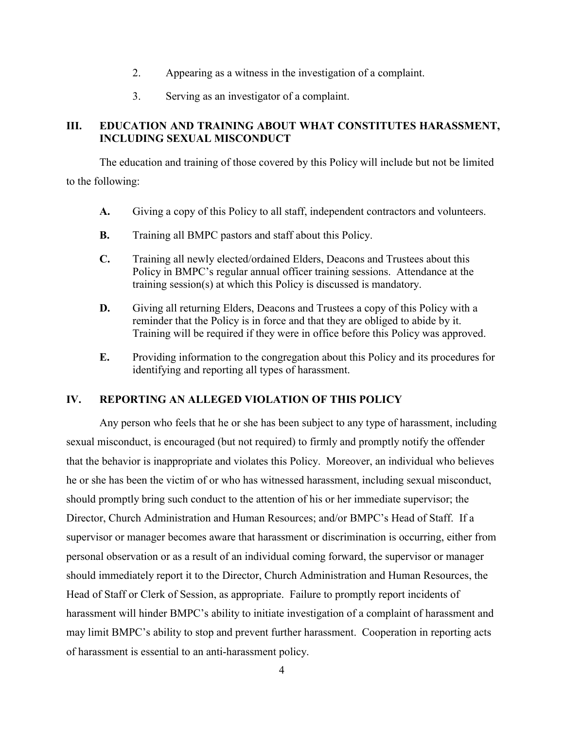2. Appearing as a witness in the investigation of a complaint.

3. Serving as an investigator of a complaint.

## III. EDUCATION AND TRAINING ABOUT WHAT CONSTITUTES HARASSMENT, INCLUDING SEXUAL MISCONDUCT

The education and training of those covered by this Policy will include but not be limited to the following:

**A.** Giving a copy of this Policy to all staff, independent contractors and volunteers.

**B.** Training all BMPC pastors and staff about this Policy.

**C.** Training all newly elected/ordained Elders, Deacons and Trustees about this Policy in BMPC's regular annual officer training sessions. Attendance at the training session(s) at which this Policy is discussed is mandatory.

**D.** Giving all returning Elders, Deacons and Trustees a copy of this Policy with a reminder that the Policy is in force and that they are obliged to abide by it. Training will be required if they were in office before this Policy was approved.

**E.** Providing information to the congregation about this Policy and its procedures for identifying and reporting all types of harassment.

## IV. REPORTING AN ALLEGED VIOLATION OF THIS POLICY

Any person who feels that he or she has been subject to any type of harassment, including sexual misconduct, is encouraged (but not required) to firmly and promptly notify the offender that the behavior is inappropriate and violates this Policy. Moreover, an individual who believes he or she has been the victim of or who has witnessed harassment, including sexual misconduct, should promptly bring such conduct to the attention of his or her immediate supervisor; the Director, Church Administration and Human Resources; and/or BMPC's Head of Staff. If a supervisor or manager becomes aware that harassment or discrimination is occurring, either from personal observation or as a result of an individual coming forward, the supervisor or manager should immediately report it to the Director, Church Administration and Human Resources, the Head of Staff or Clerk of Session, as appropriate. Failure to promptly report incidents of harassment will hinder BMPC's ability to initiate investigation of a complaint of harassment and may limit BMPC's ability to stop and prevent further harassment. Cooperation in reporting acts of harassment is essential to an anti-harassment policy.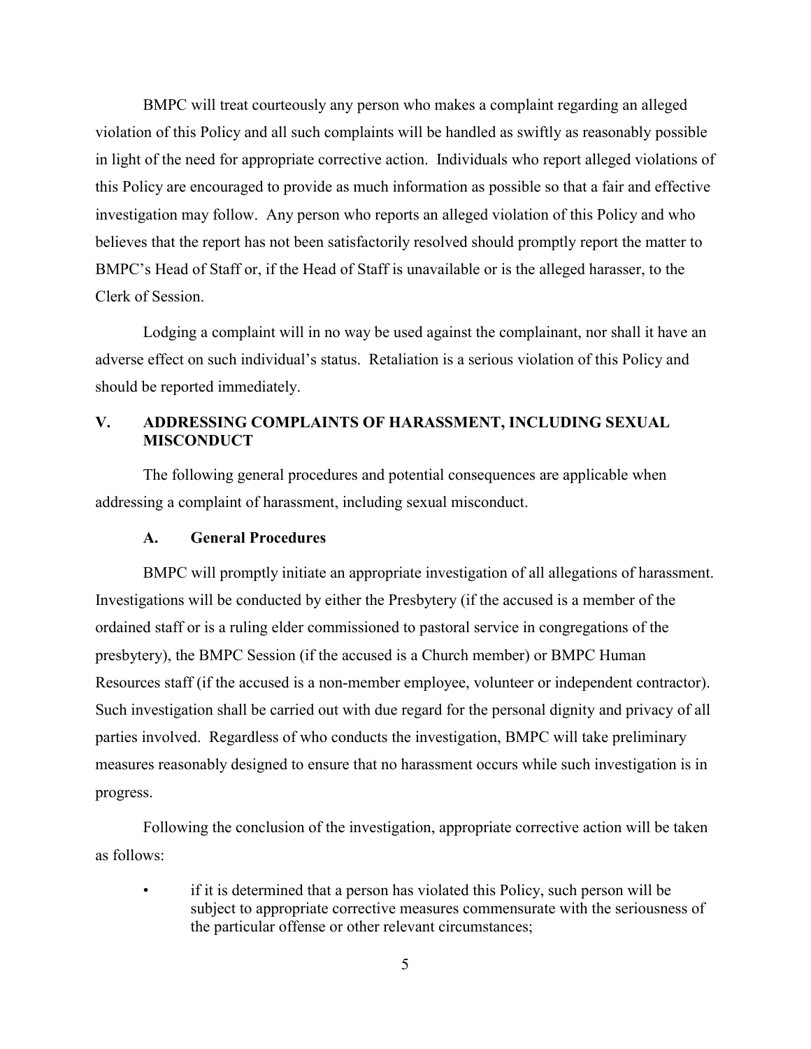BMPC will treat courteously any person who makes a complaint regarding an alleged violation of this Policy and all such complaints will be handled as swiftly as reasonably possible in light of the need for appropriate corrective action. Individuals who report alleged violations of this Policy are encouraged to provide as much information as possible so that a fair and effective investigation may follow. Any person who reports an alleged violation of this Policy and who believes that the report has not been satisfactorily resolved should promptly report the matter to BMPC's Head of Staff or, if the Head of Staff is unavailable or is the alleged harasser, to the Clerk of Session.

Lodging a complaint will in no way be used against the complainant, nor shall it have an adverse effect on such individual's status. Retaliation is a serious violation of this Policy and should be reported immediately.

## V. ADDRESSING COMPLAINTS OF HARASSMENT, INCLUDING SEXUAL MISCONDUCT

The following general procedures and potential consequences are applicable when addressing a complaint of harassment, including sexual misconduct.

### A. General Procedures

BMPC will promptly initiate an appropriate investigation of all allegations of harassment. Investigations will be conducted by either the Presbytery (if the accused is a member of the ordained staff or is a ruling elder commissioned to pastoral service in congregations of the presbytery), the BMPC Session (if the accused is a Church member) or BMPC Human Resources staff (if the accused is a non-member employee, volunteer or independent contractor). Such investigation shall be carried out with due regard for the personal dignity and privacy of all parties involved. Regardless of who conducts the investigation, BMPC will take preliminary measures reasonably designed to ensure that no harassment occurs while such investigation is in progress.

Following the conclusion of the investigation, appropriate corrective action will be taken as follows:

- if it is determined that a person has violated this Policy, such person will be subject to appropriate corrective measures commensurate with the seriousness of the particular offense or other relevant circumstances;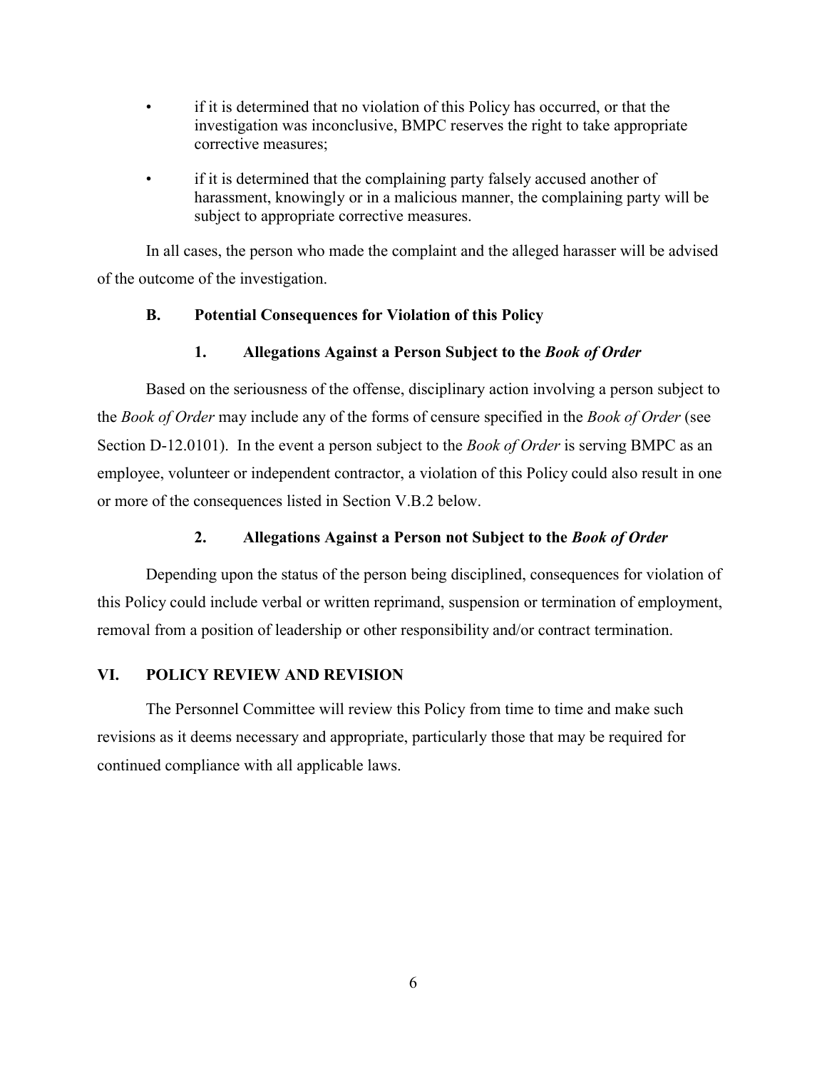- if it is determined that no violation of this Policy has occurred, or that the investigation was inconclusive, BMPC reserves the right to take appropriate corrective measures;
- if it is determined that the complaining party falsely accused another of harassment, knowingly or in a malicious manner, the complaining party will be subject to appropriate corrective measures.

In all cases, the person who made the complaint and the alleged harasser will be advised of the outcome of the investigation.

### B. Potential Consequences for Violation of this Policy

#### 1. Allegations Against a Person Subject to the *Book of Order*

Based on the seriousness of the offense, disciplinary action involving a person subject to the *Book of Order* may include any of the forms of censure specified in the *Book of Order* (see Section D-12.0101). In the event a person subject to the *Book of Order* is serving BMPC as an employee, volunteer or independent contractor, a violation of this Policy could also result in one or more of the consequences listed in Section V.B.2 below.

#### 2. Allegations Against a Person not Subject to the *Book of Order*

Depending upon the status of the person being disciplined, consequences for violation of this Policy could include verbal or written reprimand, suspension or termination of employment, removal from a position of leadership or other responsibility and/or contract termination.

## VI. POLICY REVIEW AND REVISION

The Personnel Committee will review this Policy from time to time and make such revisions as it deems necessary and appropriate, particularly those that may be required for continued compliance with all applicable laws.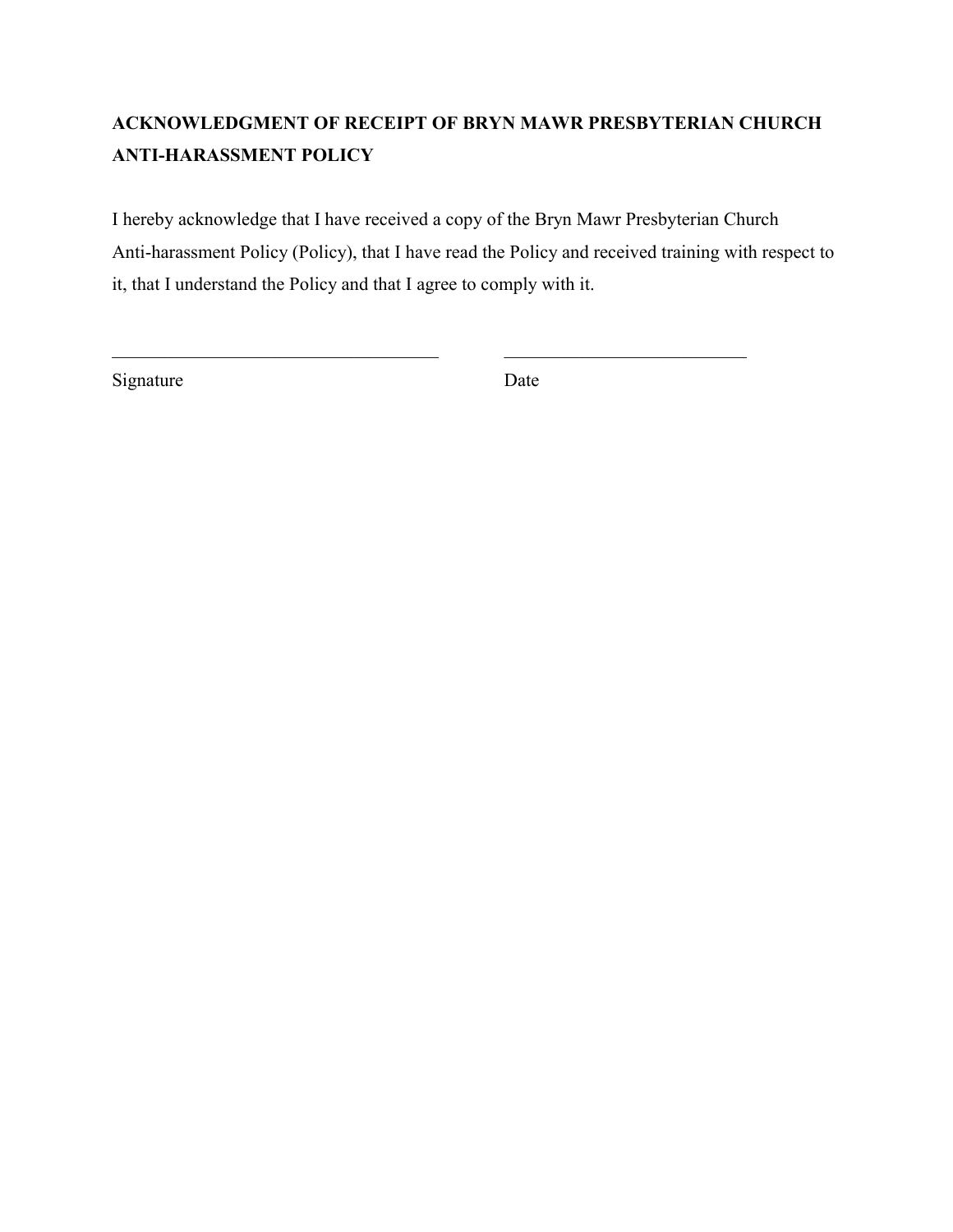**ACKNOWLEDGMENT OF RECEIPT OF BRYN MAWR PRESBYTERIAN CHURCH ANTI-HARASSMENT POLICY**

I hereby acknowledge that I have received a copy of the Bryn Mawr Presbyterian Church Anti-harassment Policy (Policy), that I have read the Policy and received training with respect to it, that I understand the Policy and that I agree to comply with it.

\_\_\_\_\_\_\_\_\_\_\_\_\_\_\_\_\_\_\_\_\_\_\_\_\_\_\_\_\_\_\_\_\_\_\_\_ \_\_\_\_\_\_\_\_\_\_\_\_\_\_\_\_\_\_\_\_\_\_\_\_\_\_\_

Signature Date